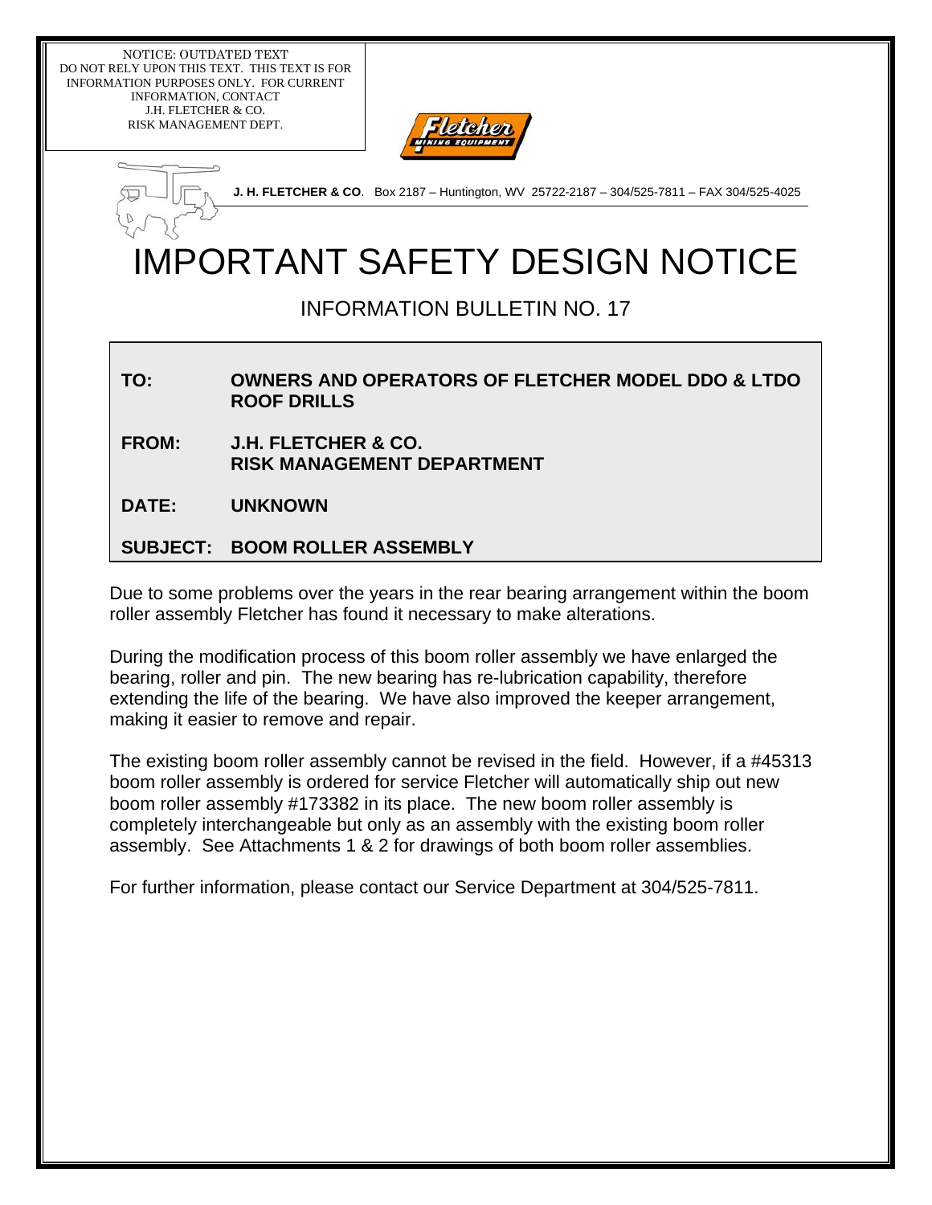NOTICE: OUTDATED TEXT
DO NOT RELY UPON THIS TEXT. THIS TEXT IS FOR INFORMATION PURPOSES ONLY. FOR CURRENT INFORMATION, CONTACT J.H. FLETCHER & CO. RISK MANAGEMENT DEPT.

**J. H. FLETCHER & CO**. Box 2187 – Huntington, WV 25722-2187 – 304/525-7811 – FAX 304/525-4025

# IMPORTANT SAFETY DESIGN NOTICE

## INFORMATION BULLETIN NO. 17

**TO:** **OWNERS AND OPERATORS OF FLETCHER MODEL DDO & LTDO ROOF DRILLS**

**FROM:** **J.H. FLETCHER & CO. RISK MANAGEMENT DEPARTMENT**

**DATE:** **UNKNOWN**

**SUBJECT:** **BOOM ROLLER ASSEMBLY**

Due to some problems over the years in the rear bearing arrangement within the boom roller assembly Fletcher has found it necessary to make alterations.

During the modification process of this boom roller assembly we have enlarged the bearing, roller and pin. The new bearing has re-lubrication capability, therefore extending the life of the bearing. We have also improved the keeper arrangement, making it easier to remove and repair.

The existing boom roller assembly cannot be revised in the field. However, if a #45313 boom roller assembly is ordered for service Fletcher will automatically ship out new boom roller assembly #173382 in its place. The new boom roller assembly is completely interchangeable but only as an assembly with the existing boom roller assembly. See Attachments 1 & 2 for drawings of both boom roller assemblies.

For further information, please contact our Service Department at 304/525-7811.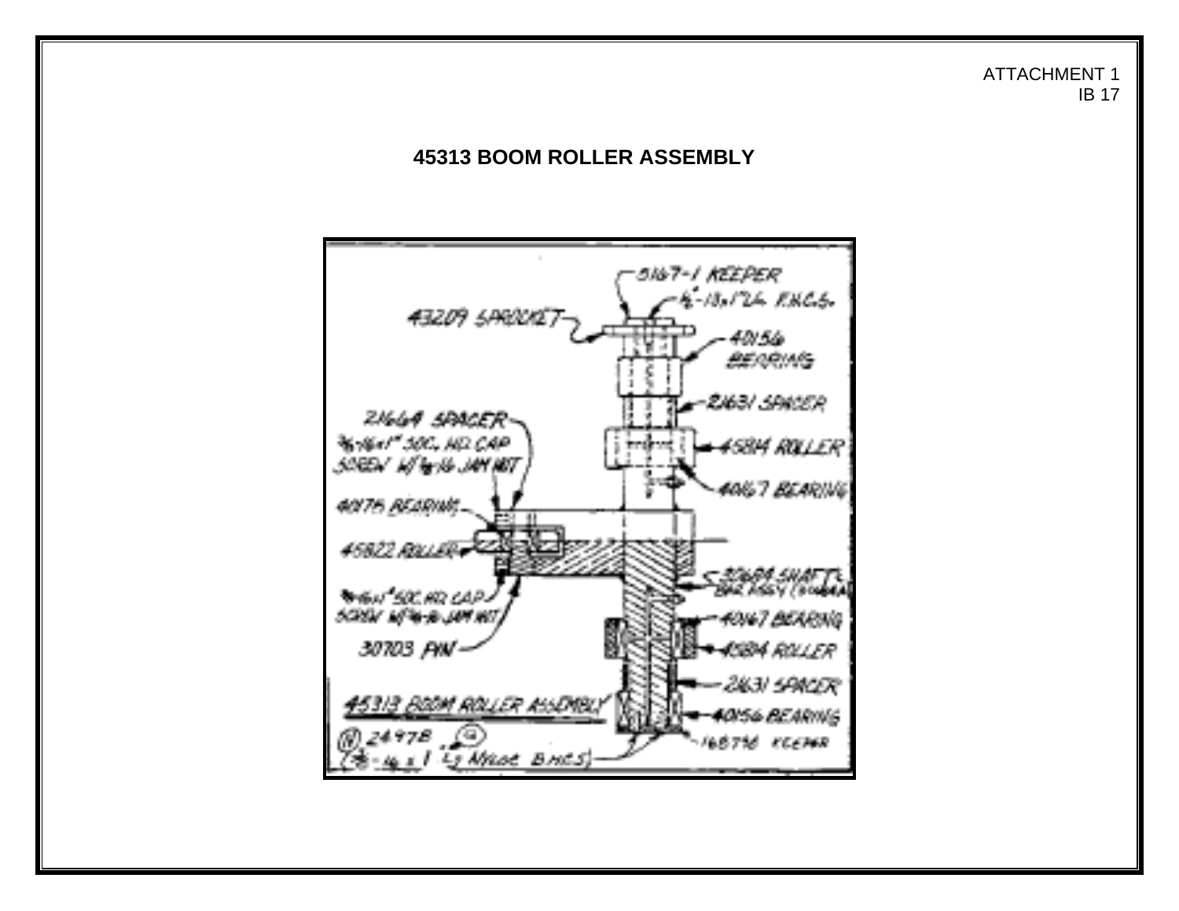ATTACHMENT 1
IB 17

# 45313 BOOM ROLLER ASSEMBLY

5167-1 KEEPER

½-13x1"Lg. F.H.C.S.

43209 SPROCKET

40156 BEARING

21631 SPACER

21664 SPACER

⅜-16x1" SOC. HD. CAP SCREW W/⅜-16 JAM NUT

45814 ROLLER

40167 BEARING

40175 BEARING

45822 ROLLER

30684 SHAFT & BAR ASSY

⅜-16x1" SOC. HD. CAP SCREW W/⅜-16 JAM NUT

40167 BEARING

45814 ROLLER

30703 PIN

21631 SPACER

45313 BOOM ROLLER ASSEMBLY

40156 BEARING

24978

(⅜-16 x 1 Lg Hose B.H.C.S.)

168796 KEEPER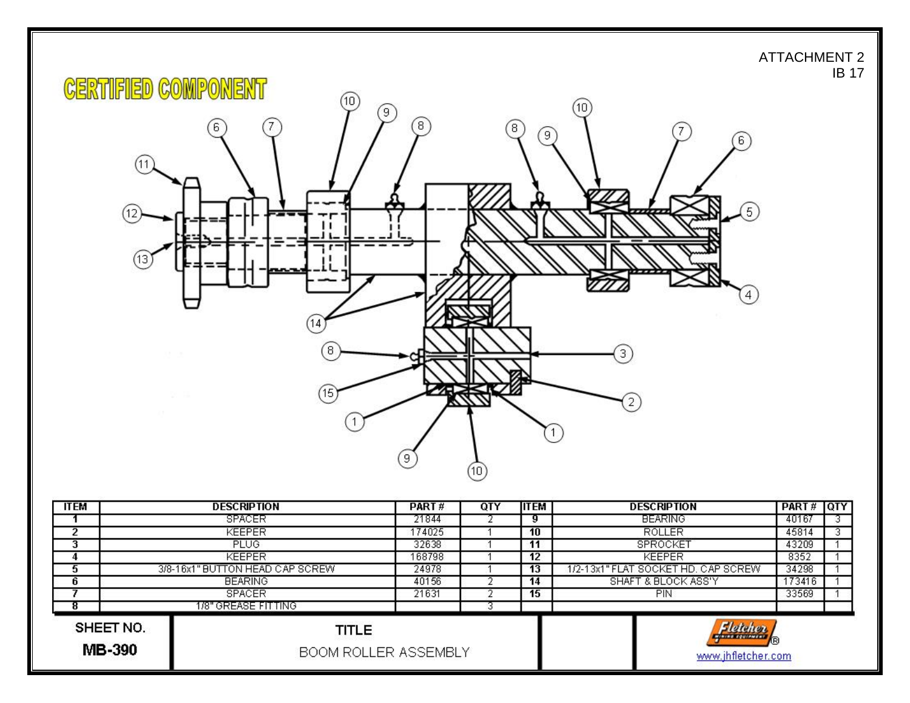ATTACHMENT 2
IB 17

**CERTIFIED COMPONENT**

| ITEM | DESCRIPTION | PART # | QTY | ITEM | DESCRIPTION | PART # | QTY |
|---|---|---|---|---|---|---|---|
| 1 | SPACER | 21844 | 2 | 9 | BEARING | 40167 | 3 |
| 2 | KEEPER | 174025 | 1 | 10 | ROLLER | 45814 | 3 |
| 3 | PLUG | 32638 | 1 | 11 | SPROCKET | 43209 | 1 |
| 4 | KEEPER | 168798 | 1 | 12 | KEEPER | 8352 | 1 |
| 5 | 3/8-16x1" BUTTON HEAD CAP SCREW | 24978 | 1 | 13 | 1/2-13x1" FLAT SOCKET HD. CAP SCREW | 34298 | 1 |
| 6 | BEARING | 40156 | 2 | 14 | SHAFT & BLOCK ASS'Y | 173416 | 1 |
| 7 | SPACER | 21631 | 2 | 15 | PIN | 33569 | 1 |
| 8 | 1/8" GREASE FITTING | | 3 | | | | |

SHEET NO.
MB-390

TITLE
BOOM ROLLER ASSEMBLY

Fletcher Mining Equipment®
www.jhfletcher.com